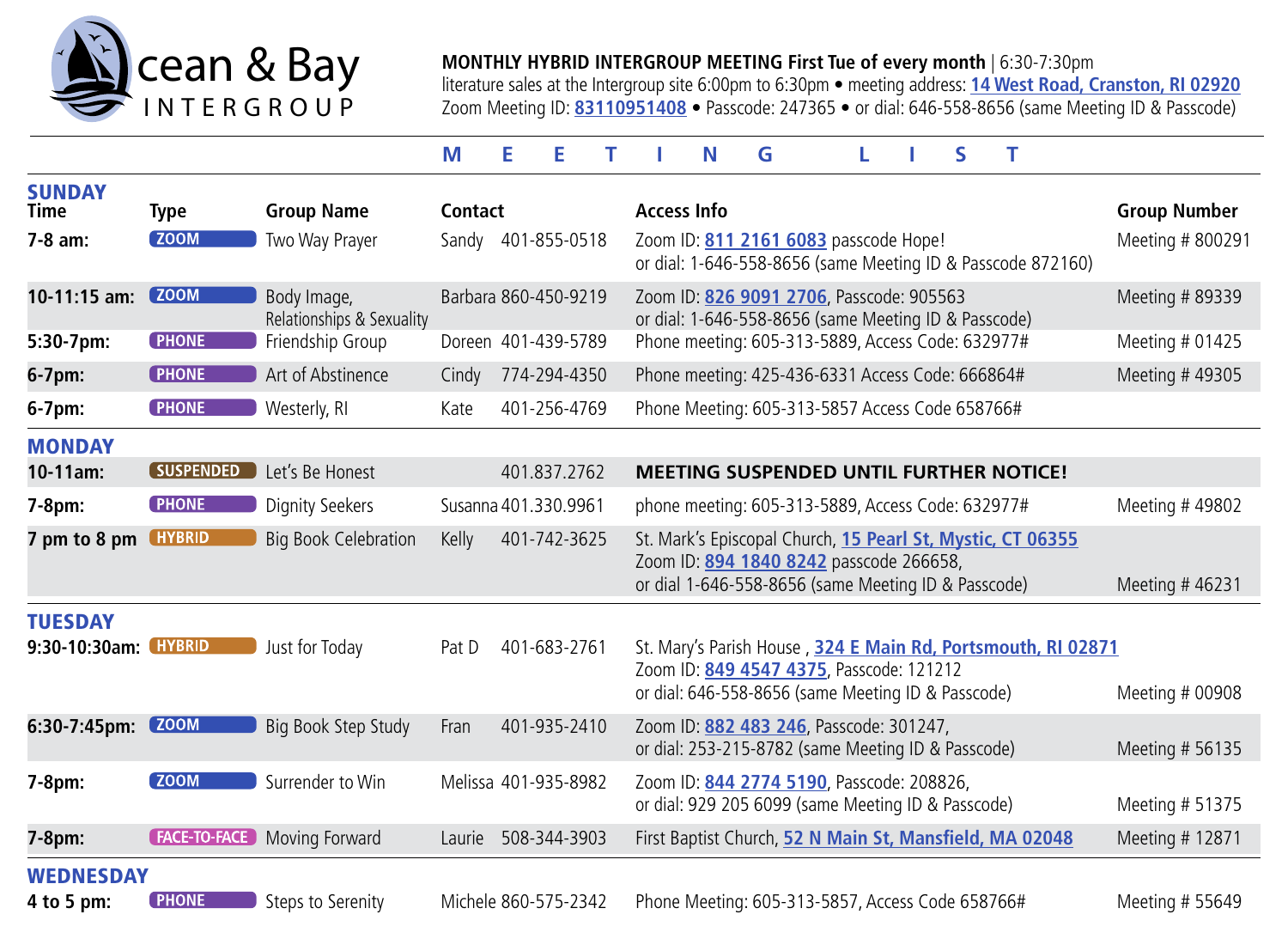# Ocean & Bay INTERGROUP

**MONTHLY HYBRID INTERGROUP MEETING First Tue of every month** | 6:30-7:30pm
literature sales at the Intergroup site 6:00pm to 6:30pm • meeting address: 14 West Road, Cranston, RI 02920
Zoom Meeting ID: 83110951408 • Passcode: 247365 • or dial: 646-558-8656 (same Meeting ID & Passcode)

## MEETING LIST

### SUNDAY

| Time | Type | Group Name | Contact | Access Info | Group Number |
|---|---|---|---|---|---|
| **7-8 am:** | ZOOM | Two Way Prayer | Sandy 401-855-0518 | Zoom ID: 811 2161 6083 passcode Hope! or dial: 1-646-558-8656 (same Meeting ID & Passcode 872160) | Meeting # 800291 |
| **10-11:15 am:** | ZOOM | Body Image, Relationships & Sexuality | Barbara 860-450-9219 | Zoom ID: 826 9091 2706, Passcode: 905563 or dial: 1-646-558-8656 (same Meeting ID & Passcode) | Meeting # 89339 |
| **5:30-7pm:** | PHONE | Friendship Group | Doreen 401-439-5789 | Phone meeting: 605-313-5889, Access Code: 632977# | Meeting # 01425 |
| **6-7pm:** | PHONE | Art of Abstinence | Cindy 774-294-4350 | Phone meeting: 425-436-6331 Access Code: 666864# | Meeting # 49305 |
| **6-7pm:** | PHONE | Westerly, RI | Kate 401-256-4769 | Phone Meeting: 605-313-5857 Access Code 658766# | |

### MONDAY

| Time | Type | Group Name | Contact | Access Info | Group Number |
|---|---|---|---|---|---|
| **10-11am:** | SUSPENDED | Let's Be Honest | 401.837.2762 | **MEETING SUSPENDED UNTIL FURTHER NOTICE!** | |
| **7-8pm:** | PHONE | Dignity Seekers | Susanna 401.330.9961 | phone meeting: 605-313-5889, Access Code: 632977# | Meeting # 49802 |
| **7 pm to 8 pm** | HYBRID | Big Book Celebration | Kelly 401-742-3625 | St. Mark's Episcopal Church, 15 Pearl St, Mystic, CT 06355 Zoom ID: 894 1840 8242 passcode 266658, or dial 1-646-558-8656 (same Meeting ID & Passcode) | Meeting # 46231 |

### TUESDAY

| Time | Type | Group Name | Contact | Access Info | Group Number |
|---|---|---|---|---|---|
| **9:30-10:30am:** | HYBRID | Just for Today | Pat D 401-683-2761 | St. Mary's Parish House , 324 E Main Rd, Portsmouth, RI 02871 Zoom ID: 849 4547 4375, Passcode: 121212 or dial: 646-558-8656 (same Meeting ID & Passcode) | Meeting # 00908 |
| **6:30-7:45pm:** | ZOOM | Big Book Step Study | Fran 401-935-2410 | Zoom ID: 882 483 246, Passcode: 301247, or dial: 253-215-8782 (same Meeting ID & Passcode) | Meeting # 56135 |
| **7-8pm:** | ZOOM | Surrender to Win | Melissa 401-935-8982 | Zoom ID: 844 2774 5190, Passcode: 208826, or dial: 929 205 6099 (same Meeting ID & Passcode) | Meeting # 51375 |
| **7-8pm:** | FACE-TO-FACE | Moving Forward | Laurie 508-344-3903 | First Baptist Church, 52 N Main St, Mansfield, MA 02048 | Meeting # 12871 |

### WEDNESDAY

| Time | Type | Group Name | Contact | Access Info | Group Number |
|---|---|---|---|---|---|
| **4 to 5 pm:** | PHONE | Steps to Serenity | Michele 860-575-2342 | Phone Meeting: 605-313-5857, Access Code 658766# | Meeting # 55649 |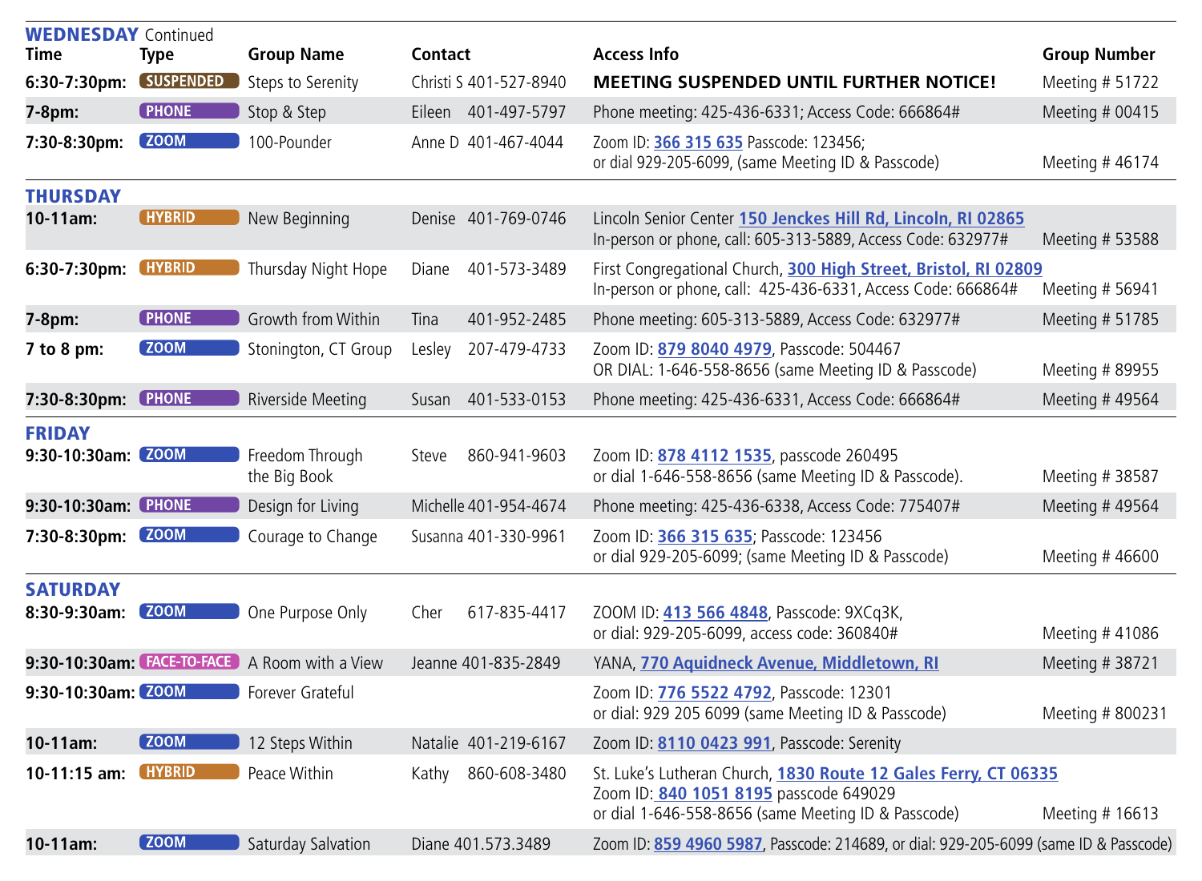## WEDNESDAY Continued

| Time | Type | Group Name | Contact | Access Info | Group Number |
|---|---|---|---|---|---|
| 6:30-7:30pm: | SUSPENDED | Steps to Serenity | Christi S 401-527-8940 | **MEETING SUSPENDED UNTIL FURTHER NOTICE!** | Meeting # 51722 |
| 7-8pm: | PHONE | Stop & Step | Eileen 401-497-5797 | Phone meeting: 425-436-6331; Access Code: 666864# | Meeting # 00415 |
| 7:30-8:30pm: | ZOOM | 100-Pounder | Anne D 401-467-4044 | Zoom ID: 366 315 635 Passcode: 123456; or dial 929-205-6099, (same Meeting ID & Passcode) | Meeting # 46174 |

## THURSDAY

| Time | Type | Group Name | Contact | Access Info | Group Number |
|---|---|---|---|---|---|
| 10-11am: | HYBRID | New Beginning | Denise 401-769-0746 | Lincoln Senior Center 150 Jenckes Hill Rd, Lincoln, RI 02865 In-person or phone, call: 605-313-5889, Access Code: 632977# | Meeting # 53588 |
| 6:30-7:30pm: | HYBRID | Thursday Night Hope | Diane 401-573-3489 | First Congregational Church, 300 High Street, Bristol, RI 02809 In-person or phone, call: 425-436-6331, Access Code: 666864# | Meeting # 56941 |
| 7-8pm: | PHONE | Growth from Within | Tina 401-952-2485 | Phone meeting: 605-313-5889, Access Code: 632977# | Meeting # 51785 |
| 7 to 8 pm: | ZOOM | Stonington, CT Group | Lesley 207-479-4733 | Zoom ID: 879 8040 4979, Passcode: 504467 OR DIAL: 1-646-558-8656 (same Meeting ID & Passcode) | Meeting # 89955 |
| 7:30-8:30pm: | PHONE | Riverside Meeting | Susan 401-533-0153 | Phone meeting: 425-436-6331, Access Code: 666864# | Meeting # 49564 |

## FRIDAY

| Time | Type | Group Name | Contact | Access Info | Group Number |
|---|---|---|---|---|---|
| 9:30-10:30am: | ZOOM | Freedom Through the Big Book | Steve 860-941-9603 | Zoom ID: 878 4112 1535, passcode 260495 or dial 1-646-558-8656 (same Meeting ID & Passcode). | Meeting # 38587 |
| 9:30-10:30am: | PHONE | Design for Living | Michelle 401-954-4674 | Phone meeting: 425-436-6338, Access Code: 775407# | Meeting # 49564 |
| 7:30-8:30pm: | ZOOM | Courage to Change | Susanna 401-330-9961 | Zoom ID: 366 315 635; Passcode: 123456 or dial 929-205-6099; (same Meeting ID & Passcode) | Meeting # 46600 |

## SATURDAY

| Time | Type | Group Name | Contact | Access Info | Group Number |
|---|---|---|---|---|---|
| 8:30-9:30am: | ZOOM | One Purpose Only | Cher 617-835-4417 | ZOOM ID: 413 566 4848, Passcode: 9XCq3K, or dial: 929-205-6099, access code: 360840# | Meeting # 41086 |
| 9:30-10:30am: | FACE-TO-FACE | A Room with a View | Jeanne 401-835-2849 | YANA, 770 Aquidneck Avenue, Middletown, RI | Meeting # 38721 |
| 9:30-10:30am: | ZOOM | Forever Grateful | | Zoom ID: 776 5522 4792, Passcode: 12301 or dial: 929 205 6099 (same Meeting ID & Passcode) | Meeting # 800231 |
| 10-11am: | ZOOM | 12 Steps Within | Natalie 401-219-6167 | Zoom ID: 8110 0423 991, Passcode: Serenity | |
| 10-11:15 am: | HYBRID | Peace Within | Kathy 860-608-3480 | St. Luke's Lutheran Church, 1830 Route 12 Gales Ferry, CT 06335 Zoom ID: 840 1051 8195 passcode 649029 or dial 1-646-558-8656 (same Meeting ID & Passcode) | Meeting # 16613 |
| 10-11am: | ZOOM | Saturday Salvation | Diane 401.573.3489 | Zoom ID: 859 4960 5987, Passcode: 214689, or dial: 929-205-6099 (same ID & Passcode) | |